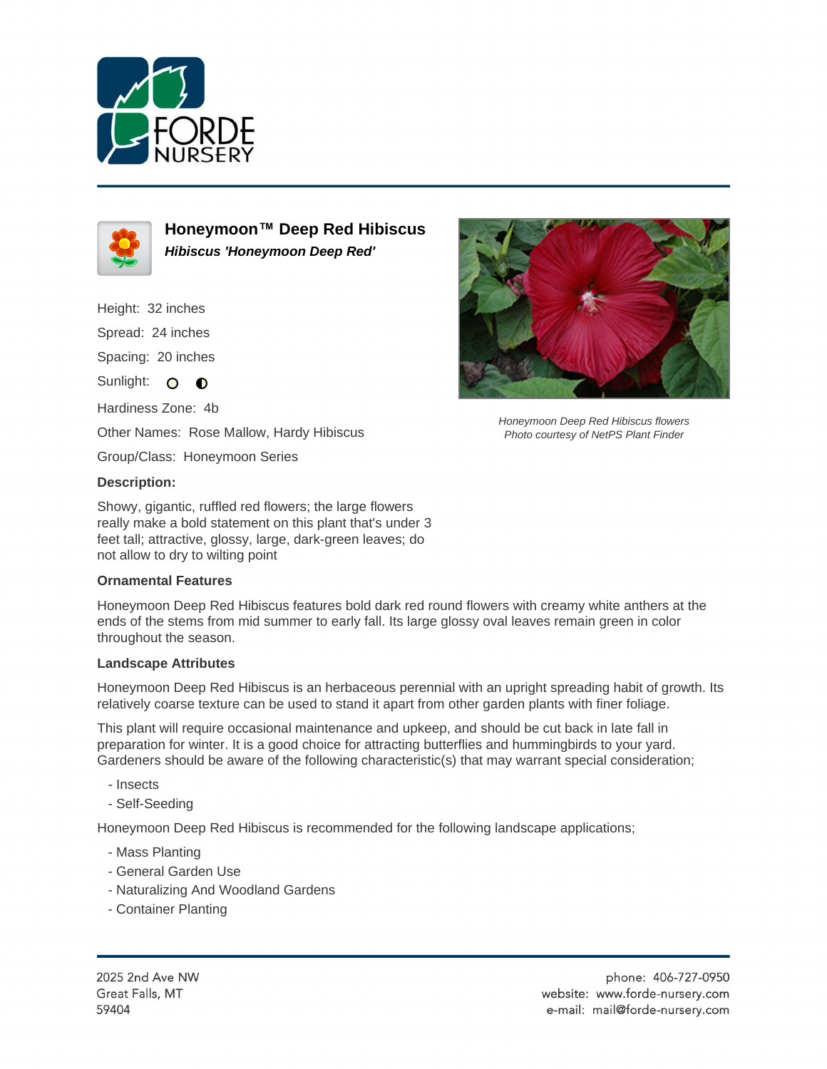# Honeymoon™ Deep Red Hibiscus

***Hibiscus 'Honeymoon Deep Red'***

Height: 32 inches

Spread: 24 inches

Spacing: 20 inches

Sunlight:

Hardiness Zone: 4b

Other Names: Rose Mallow, Hardy Hibiscus

Group/Class: Honeymoon Series

*Honeymoon Deep Red Hibiscus flowers*
*Photo courtesy of NetPS Plant Finder*

**Description:**

Showy, gigantic, ruffled red flowers; the large flowers really make a bold statement on this plant that's under 3 feet tall; attractive, glossy, large, dark-green leaves; do not allow to dry to wilting point

**Ornamental Features**

Honeymoon Deep Red Hibiscus features bold dark red round flowers with creamy white anthers at the ends of the stems from mid summer to early fall. Its large glossy oval leaves remain green in color throughout the season.

**Landscape Attributes**

Honeymoon Deep Red Hibiscus is an herbaceous perennial with an upright spreading habit of growth. Its relatively coarse texture can be used to stand it apart from other garden plants with finer foliage.

This plant will require occasional maintenance and upkeep, and should be cut back in late fall in preparation for winter. It is a good choice for attracting butterflies and hummingbirds to your yard. Gardeners should be aware of the following characteristic(s) that may warrant special consideration;

- Insects
- Self-Seeding

Honeymoon Deep Red Hibiscus is recommended for the following landscape applications;

- Mass Planting
- General Garden Use
- Naturalizing And Woodland Gardens
- Container Planting

2025 2nd Ave NW
Great Falls, MT
59404

phone: 406-727-0950
website: www.forde-nursery.com
e-mail: mail@forde-nursery.com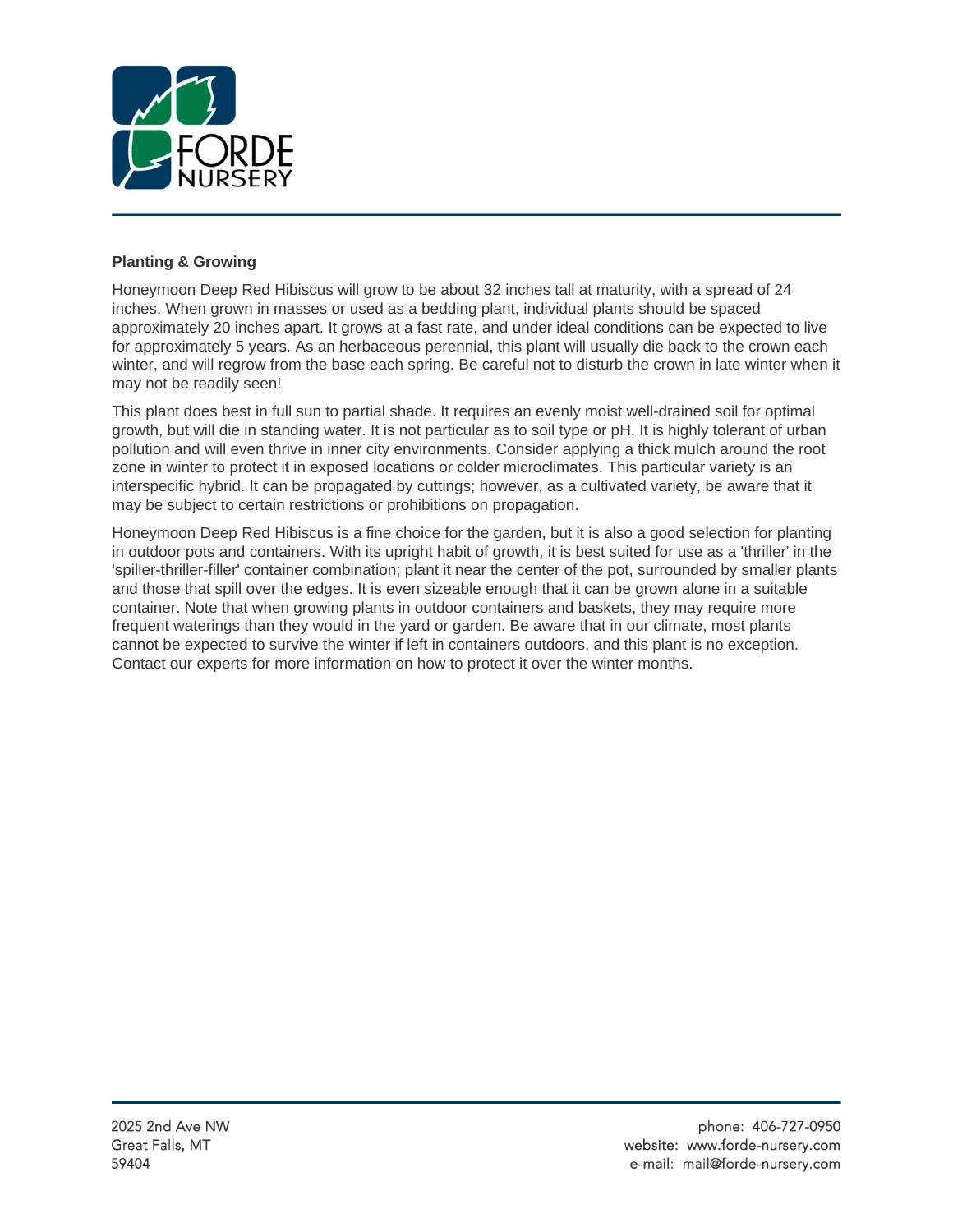**Planting & Growing**

Honeymoon Deep Red Hibiscus will grow to be about 32 inches tall at maturity, with a spread of 24 inches. When grown in masses or used as a bedding plant, individual plants should be spaced approximately 20 inches apart. It grows at a fast rate, and under ideal conditions can be expected to live for approximately 5 years. As an herbaceous perennial, this plant will usually die back to the crown each winter, and will regrow from the base each spring. Be careful not to disturb the crown in late winter when it may not be readily seen!

This plant does best in full sun to partial shade. It requires an evenly moist well-drained soil for optimal growth, but will die in standing water. It is not particular as to soil type or pH. It is highly tolerant of urban pollution and will even thrive in inner city environments. Consider applying a thick mulch around the root zone in winter to protect it in exposed locations or colder microclimates. This particular variety is an interspecific hybrid. It can be propagated by cuttings; however, as a cultivated variety, be aware that it may be subject to certain restrictions or prohibitions on propagation.

Honeymoon Deep Red Hibiscus is a fine choice for the garden, but it is also a good selection for planting in outdoor pots and containers. With its upright habit of growth, it is best suited for use as a 'thriller' in the 'spiller-thriller-filler' container combination; plant it near the center of the pot, surrounded by smaller plants and those that spill over the edges. It is even sizeable enough that it can be grown alone in a suitable container. Note that when growing plants in outdoor containers and baskets, they may require more frequent waterings than they would in the yard or garden. Be aware that in our climate, most plants cannot be expected to survive the winter if left in containers outdoors, and this plant is no exception. Contact our experts for more information on how to protect it over the winter months.